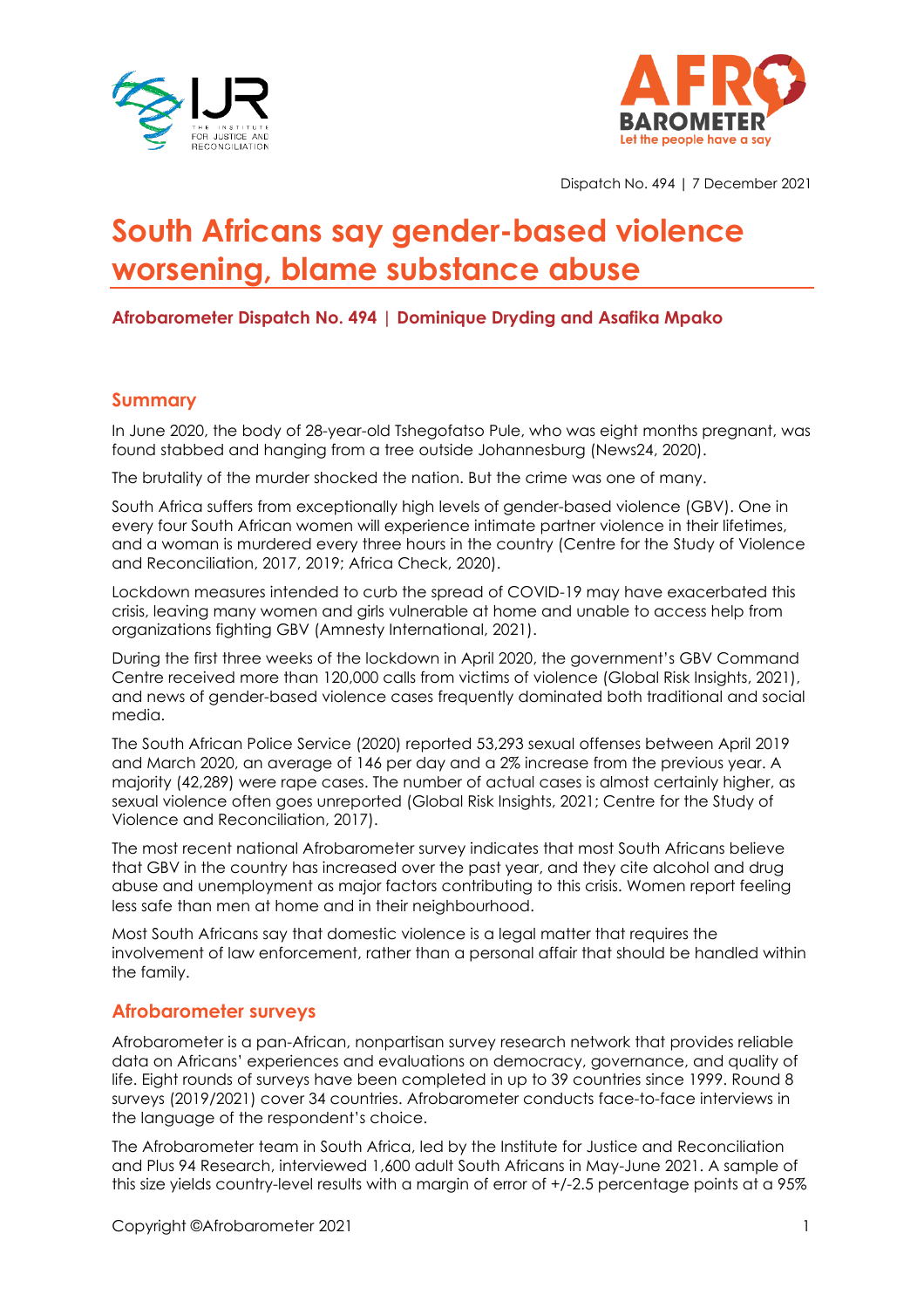Dispatch No. 494 | 7 December 2021

# South Africans say gender-based violence worsening, blame substance abuse

**Afrobarometer Dispatch No. 494 | Dominique Dryding and Asafika Mpako**

## Summary

In June 2020, the body of 28-year-old Tshegofatso Pule, who was eight months pregnant, was found stabbed and hanging from a tree outside Johannesburg (News24, 2020).

The brutality of the murder shocked the nation. But the crime was one of many.

South Africa suffers from exceptionally high levels of gender-based violence (GBV). One in every four South African women will experience intimate partner violence in their lifetimes, and a woman is murdered every three hours in the country (Centre for the Study of Violence and Reconciliation, 2017, 2019; Africa Check, 2020).

Lockdown measures intended to curb the spread of COVID-19 may have exacerbated this crisis, leaving many women and girls vulnerable at home and unable to access help from organizations fighting GBV (Amnesty International, 2021).

During the first three weeks of the lockdown in April 2020, the government's GBV Command Centre received more than 120,000 calls from victims of violence (Global Risk Insights, 2021), and news of gender-based violence cases frequently dominated both traditional and social media.

The South African Police Service (2020) reported 53,293 sexual offenses between April 2019 and March 2020, an average of 146 per day and a 2% increase from the previous year. A majority (42,289) were rape cases. The number of actual cases is almost certainly higher, as sexual violence often goes unreported (Global Risk Insights, 2021; Centre for the Study of Violence and Reconciliation, 2017).

The most recent national Afrobarometer survey indicates that most South Africans believe that GBV in the country has increased over the past year, and they cite alcohol and drug abuse and unemployment as major factors contributing to this crisis. Women report feeling less safe than men at home and in their neighbourhood.

Most South Africans say that domestic violence is a legal matter that requires the involvement of law enforcement, rather than a personal affair that should be handled within the family.

## Afrobarometer surveys

Afrobarometer is a pan-African, nonpartisan survey research network that provides reliable data on Africans' experiences and evaluations on democracy, governance, and quality of life. Eight rounds of surveys have been completed in up to 39 countries since 1999. Round 8 surveys (2019/2021) cover 34 countries. Afrobarometer conducts face-to-face interviews in the language of the respondent's choice.

The Afrobarometer team in South Africa, led by the Institute for Justice and Reconciliation and Plus 94 Research, interviewed 1,600 adult South Africans in May-June 2021. A sample of this size yields country-level results with a margin of error of +/-2.5 percentage points at a 95%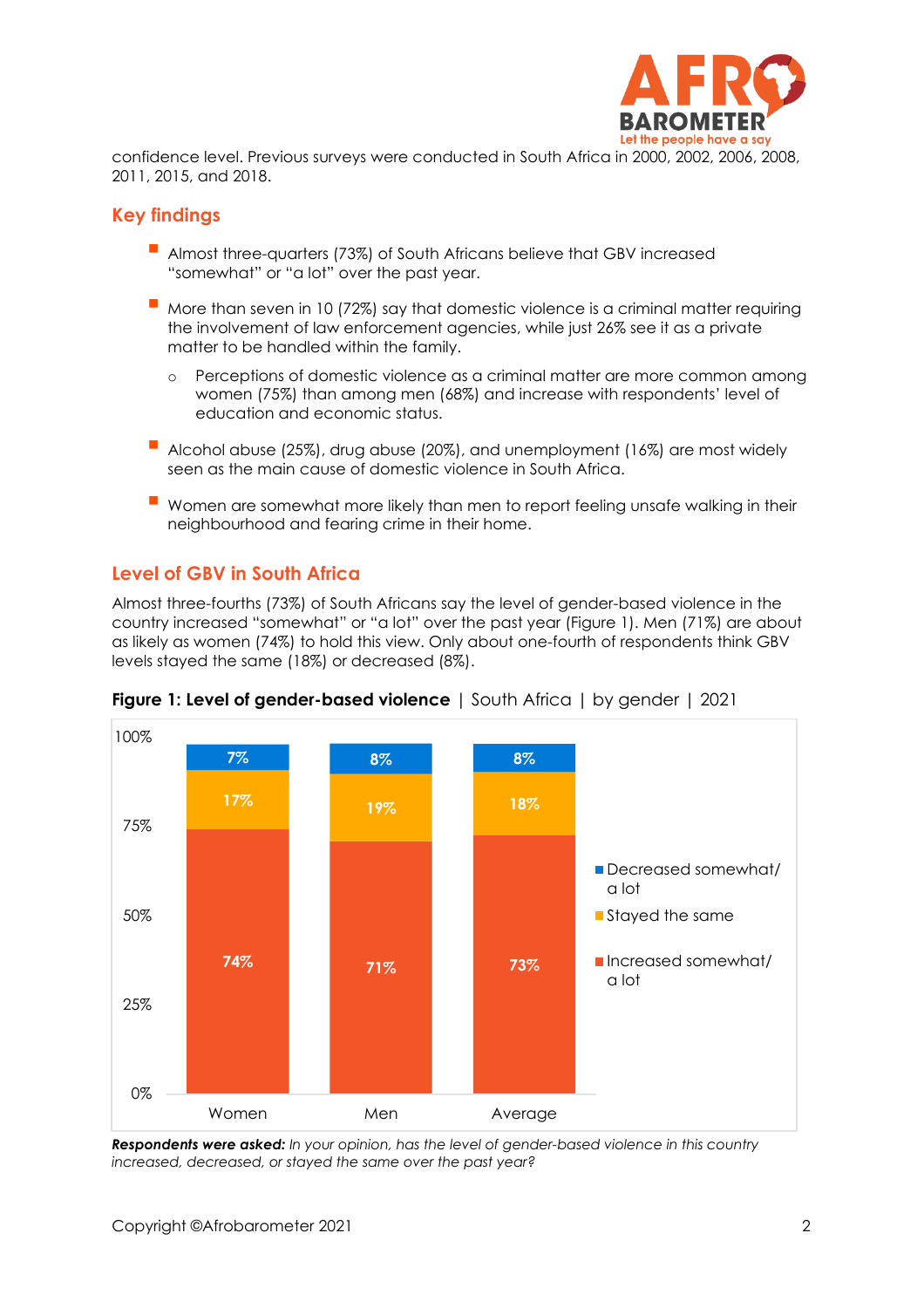confidence level. Previous surveys were conducted in South Africa in 2000, 2002, 2006, 2008, 2011, 2015, and 2018.

## Key findings

- Almost three-quarters (73%) of South Africans believe that GBV increased "somewhat" or "a lot" over the past year.
- More than seven in 10 (72%) say that domestic violence is a criminal matter requiring the involvement of law enforcement agencies, while just 26% see it as a private matter to be handled within the family.
  - Perceptions of domestic violence as a criminal matter are more common among women (75%) than among men (68%) and increase with respondents' level of education and economic status.
- Alcohol abuse (25%), drug abuse (20%), and unemployment (16%) are most widely seen as the main cause of domestic violence in South Africa.
- Women are somewhat more likely than men to report feeling unsafe walking in their neighbourhood and fearing crime in their home.

## Level of GBV in South Africa

Almost three-fourths (73%) of South Africans say the level of gender-based violence in the country increased "somewhat" or "a lot" over the past year (Figure 1). Men (71%) are about as likely as women (74%) to hold this view. Only about one-fourth of respondents think GBV levels stayed the same (18%) or decreased (8%).

**Figure 1: Level of gender-based violence** | South Africa | by gender | 2021

| | Women | Men | Average |
|---|---|---|---|
| Decreased somewhat/ a lot | 7% | 8% | 8% |
| Stayed the same | 17% | 19% | 18% |
| Increased somewhat/ a lot | 74% | 71% | 73% |

***Respondents were asked:*** *In your opinion, has the level of gender-based violence in this country increased, decreased, or stayed the same over the past year?*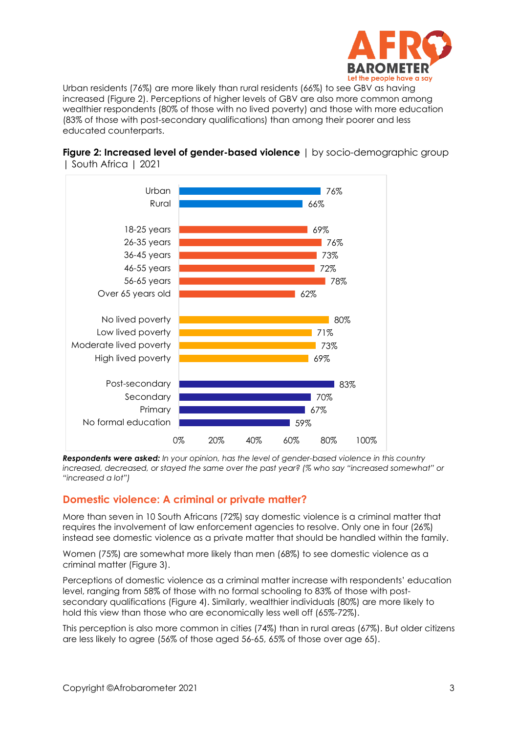Urban residents (76%) are more likely than rural residents (66%) to see GBV as having increased (Figure 2). Perceptions of higher levels of GBV are also more common among wealthier respondents (80% of those with no lived poverty) and those with more education (83% of those with post-secondary qualifications) than among their poorer and less educated counterparts.

**Figure 2: Increased level of gender-based violence** | by socio-demographic group | South Africa | 2021

| Group | % |
|---|---|
| Urban | 76% |
| Rural | 66% |
| 18-25 years | 69% |
| 26-35 years | 76% |
| 36-45 years | 73% |
| 46-55 years | 72% |
| 56-65 years | 78% |
| Over 65 years old | 62% |
| No lived poverty | 80% |
| Low lived poverty | 71% |
| Moderate lived poverty | 73% |
| High lived poverty | 69% |
| Post-secondary | 83% |
| Secondary | 70% |
| Primary | 67% |
| No formal education | 59% |

***Respondents were asked:*** *In your opinion, has the level of gender-based violence in this country increased, decreased, or stayed the same over the past year? (% who say "increased somewhat" or "increased a lot")*

## Domestic violence: A criminal or private matter?

More than seven in 10 South Africans (72%) say domestic violence is a criminal matter that requires the involvement of law enforcement agencies to resolve. Only one in four (26%) instead see domestic violence as a private matter that should be handled within the family.

Women (75%) are somewhat more likely than men (68%) to see domestic violence as a criminal matter (Figure 3).

Perceptions of domestic violence as a criminal matter increase with respondents' education level, ranging from 58% of those with no formal schooling to 83% of those with post-secondary qualifications (Figure 4). Similarly, wealthier individuals (80%) are more likely to hold this view than those who are economically less well off (65%-72%).

This perception is also more common in cities (74%) than in rural areas (67%). But older citizens are less likely to agree (56% of those aged 56-65, 65% of those over age 65).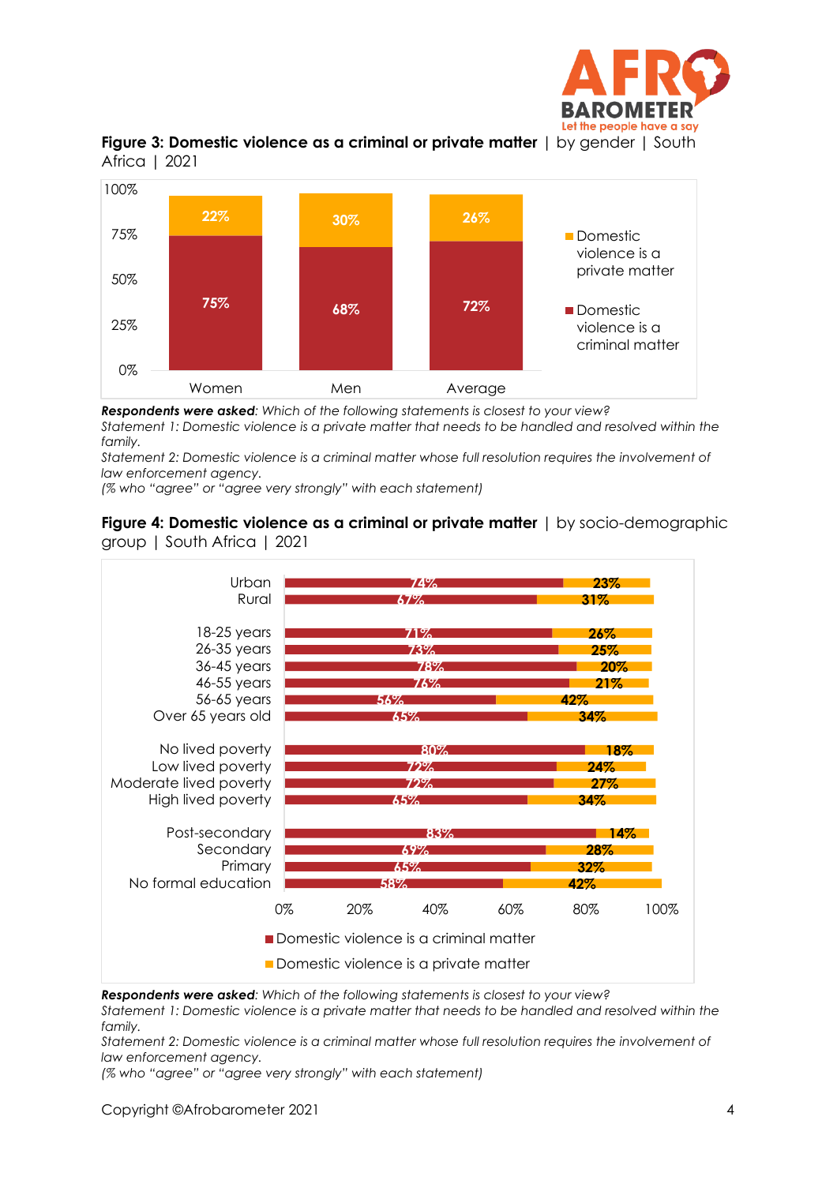**Figure 3: Domestic violence as a criminal or private matter** | by gender | South Africa | 2021

| | Domestic violence is a criminal matter | Domestic violence is a private matter |
|---|---|---|
| Women | 75% | 22% |
| Men | 68% | 30% |
| Average | 72% | 26% |

***Respondents were asked****: Which of the following statements is closest to your view?*
*Statement 1: Domestic violence is a private matter that needs to be handled and resolved within the family.*
*Statement 2: Domestic violence is a criminal matter whose full resolution requires the involvement of law enforcement agency.*
*(% who "agree" or "agree very strongly" with each statement)*

**Figure 4: Domestic violence as a criminal or private matter** | by socio-demographic group | South Africa | 2021

| | Domestic violence is a criminal matter | Domestic violence is a private matter |
|---|---|---|
| Urban | 74% | 23% |
| Rural | 67% | 31% |
| 18-25 years | 71% | 26% |
| 26-35 years | 73% | 25% |
| 36-45 years | 78% | 20% |
| 46-55 years | 76% | 21% |
| 56-65 years | 56% | 42% |
| Over 65 years old | 65% | 34% |
| No lived poverty | 80% | 18% |
| Low lived poverty | 72% | 24% |
| Moderate lived poverty | 72% | 27% |
| High lived poverty | 65% | 34% |
| Post-secondary | 83% | 14% |
| Secondary | 69% | 28% |
| Primary | 65% | 32% |
| No formal education | 58% | 42% |

***Respondents were asked****: Which of the following statements is closest to your view?*
*Statement 1: Domestic violence is a private matter that needs to be handled and resolved within the family.*
*Statement 2: Domestic violence is a criminal matter whose full resolution requires the involvement of law enforcement agency.*
*(% who "agree" or "agree very strongly" with each statement)*

Copyright ©Afrobarometer 2021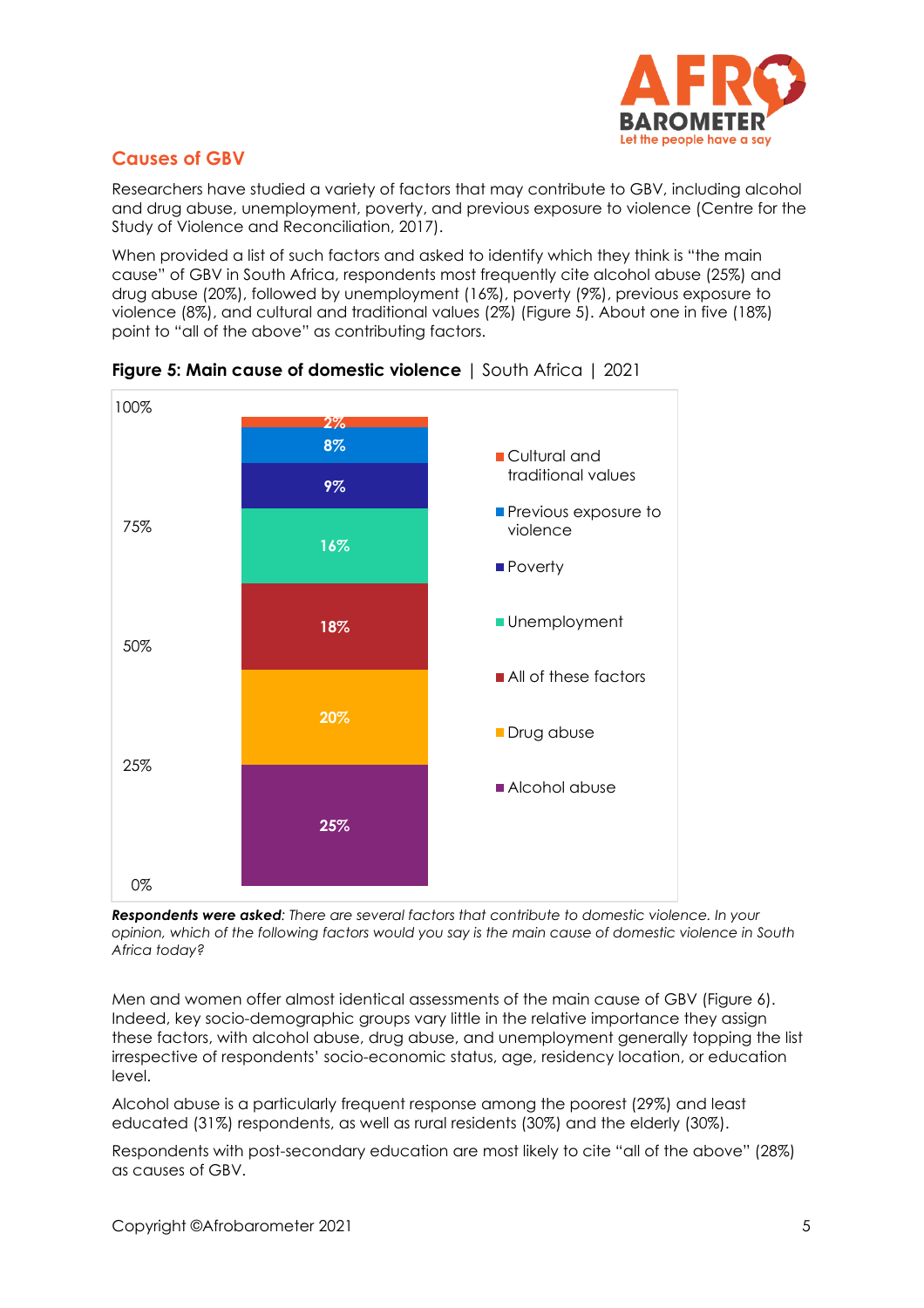## Causes of GBV

Researchers have studied a variety of factors that may contribute to GBV, including alcohol and drug abuse, unemployment, poverty, and previous exposure to violence (Centre for the Study of Violence and Reconciliation, 2017).

When provided a list of such factors and asked to identify which they think is "the main cause" of GBV in South Africa, respondents most frequently cite alcohol abuse (25%) and drug abuse (20%), followed by unemployment (16%), poverty (9%), previous exposure to violence (8%), and cultural and traditional values (2%) (Figure 5). About one in five (18%) point to "all of the above" as contributing factors.

**Figure 5: Main cause of domestic violence** | South Africa | 2021

| Cause | % |
|---|---|
| Cultural and traditional values | 2% |
| Previous exposure to violence | 8% |
| Poverty | 9% |
| Unemployment | 16% |
| All of these factors | 18% |
| Drug abuse | 20% |
| Alcohol abuse | 25% |

***Respondents were asked**: There are several factors that contribute to domestic violence. In your opinion, which of the following factors would you say is the main cause of domestic violence in South Africa today?*

Men and women offer almost identical assessments of the main cause of GBV (Figure 6). Indeed, key socio-demographic groups vary little in the relative importance they assign these factors, with alcohol abuse, drug abuse, and unemployment generally topping the list irrespective of respondents' socio-economic status, age, residency location, or education level.

Alcohol abuse is a particularly frequent response among the poorest (29%) and least educated (31%) respondents, as well as rural residents (30%) and the elderly (30%).

Respondents with post-secondary education are most likely to cite "all of the above" (28%) as causes of GBV.

Copyright ©Afrobarometer 2021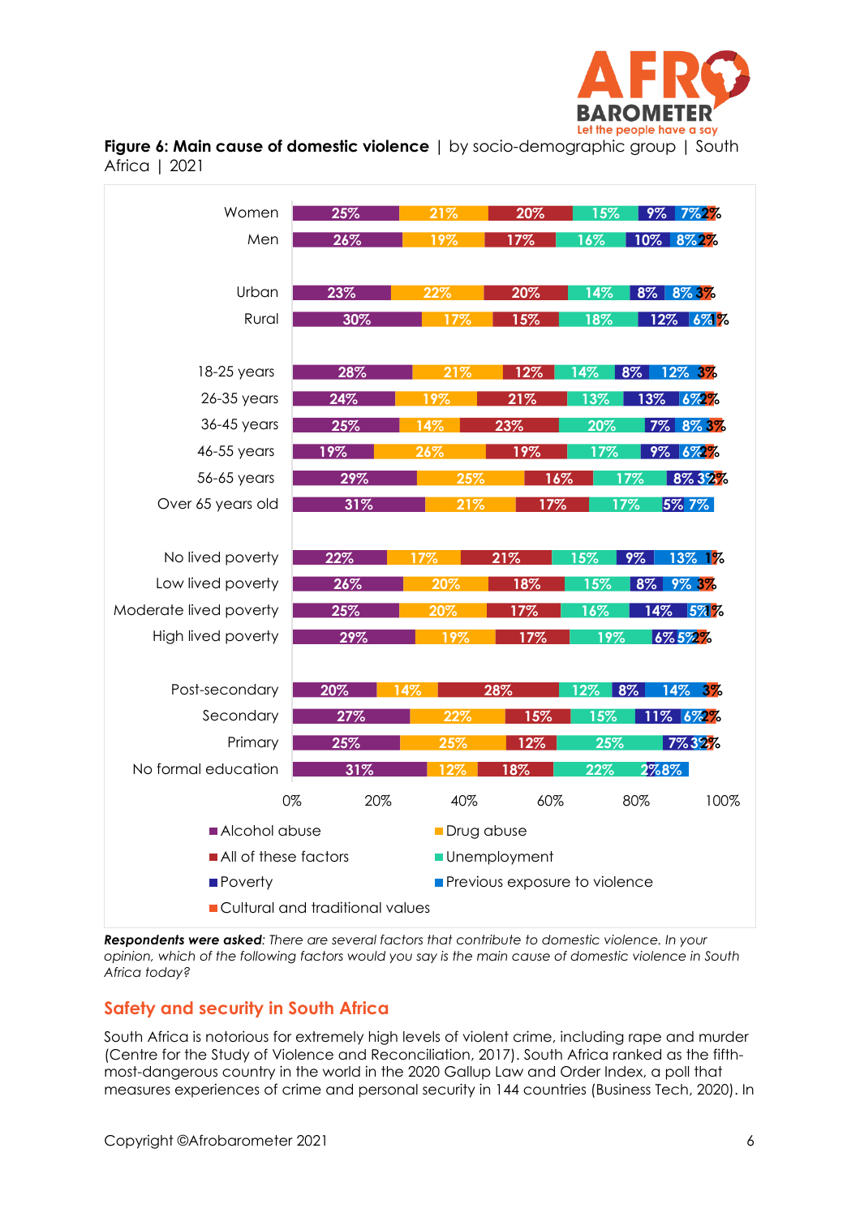**Figure 6: Main cause of domestic violence** | by socio-demographic group | South Africa | 2021

| | Alcohol abuse | Drug abuse | All of these factors | Unemployment | Poverty | Previous exposure to violence | Cultural and traditional values |
|---|---|---|---|---|---|---|---|
| Women | 25% | 21% | 20% | 15% | 9% | 7% | 2% |
| Men | 26% | 19% | 17% | 16% | 10% | 8% | 2% |
| Urban | 23% | 22% | 20% | 14% | 8% | 8% | 3% |
| Rural | 30% | 17% | 15% | 18% | 12% | 6% | 1% |
| 18-25 years | 28% | 21% | 12% | 14% | 8% | 12% | 3% |
| 26-35 years | 24% | 19% | 21% | 13% | 13% | 6% | 2% |
| 36-45 years | 25% | 14% | 23% | 20% | 7% | 8% | 3% |
| 46-55 years | 19% | 26% | 19% | 17% | 9% | 6% | 2% |
| 56-65 years | 29% | 25% | 16% | 17% | 8% | 3% | 2% |
| Over 65 years old | 31% | 21% | 17% | 17% | 5% | 7% | |
| No lived poverty | 22% | 17% | 21% | 15% | 9% | 13% | 1% |
| Low lived poverty | 26% | 20% | 18% | 15% | 8% | 9% | 3% |
| Moderate lived poverty | 25% | 20% | 17% | 16% | 14% | 5% | 1% |
| High lived poverty | 29% | 19% | 17% | 19% | 6% | 5% | 2% |
| Post-secondary | 20% | 14% | 28% | 12% | 8% | 14% | 3% |
| Secondary | 27% | 22% | 15% | 15% | 11% | 6% | 2% |
| Primary | 25% | 25% | 12% | 25% | 7% | 3% | 2% |
| No formal education | 31% | 12% | 18% | 22% | 2% | 8% | |

***Respondents were asked**: There are several factors that contribute to domestic violence. In your opinion, which of the following factors would you say is the main cause of domestic violence in South Africa today?*

## Safety and security in South Africa

South Africa is notorious for extremely high levels of violent crime, including rape and murder (Centre for the Study of Violence and Reconciliation, 2017). South Africa ranked as the fifth-most-dangerous country in the world in the 2020 Gallup Law and Order Index, a poll that measures experiences of crime and personal security in 144 countries (Business Tech, 2020). In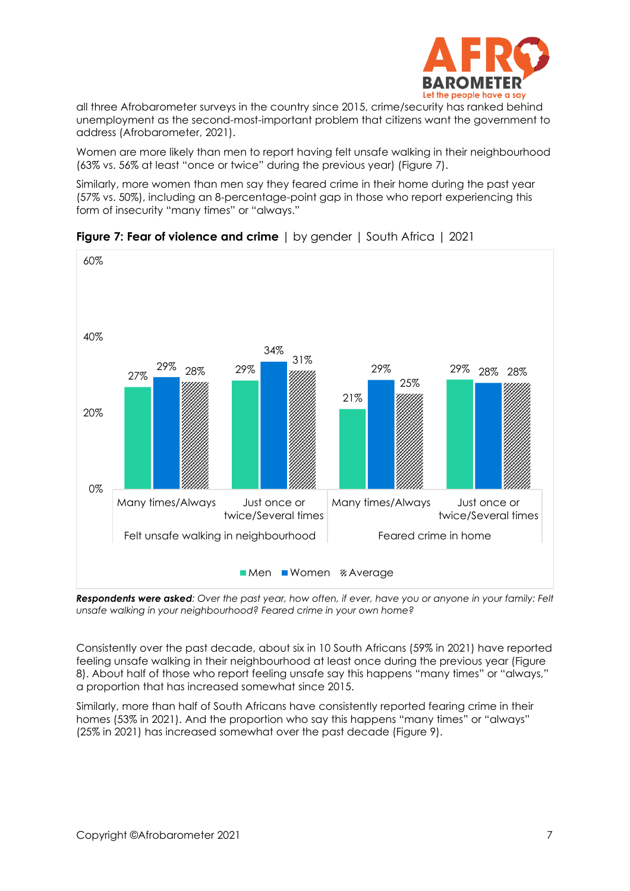all three Afrobarometer surveys in the country since 2015, crime/security has ranked behind unemployment as the second-most-important problem that citizens want the government to address (Afrobarometer, 2021).

Women are more likely than men to report having felt unsafe walking in their neighbourhood (63% vs. 56% at least "once or twice" during the previous year) (Figure 7).

Similarly, more women than men say they feared crime in their home during the past year (57% vs. 50%), including an 8-percentage-point gap in those who report experiencing this form of insecurity "many times" or "always."

**Figure 7: Fear of violence and crime** | by gender | South Africa | 2021

| | | Men | Women | Average |
|---|---|---|---|---|
| Felt unsafe walking in neighbourhood | Many times/Always | 27% | 29% | 28% |
| | Just once or twice/Several times | 29% | 34% | 31% |
| Feared crime in home | Many times/Always | 21% | 29% | 25% |
| | Just once or twice/Several times | 29% | 28% | 28% |

***Respondents were asked**: Over the past year, how often, if ever, have you or anyone in your family: Felt unsafe walking in your neighbourhood? Feared crime in your own home?*

Consistently over the past decade, about six in 10 South Africans (59% in 2021) have reported feeling unsafe walking in their neighbourhood at least once during the previous year (Figure 8). About half of those who report feeling unsafe say this happens "many times" or "always," a proportion that has increased somewhat since 2015.

Similarly, more than half of South Africans have consistently reported fearing crime in their homes (53% in 2021). And the proportion who say this happens "many times" or "always" (25% in 2021) has increased somewhat over the past decade (Figure 9).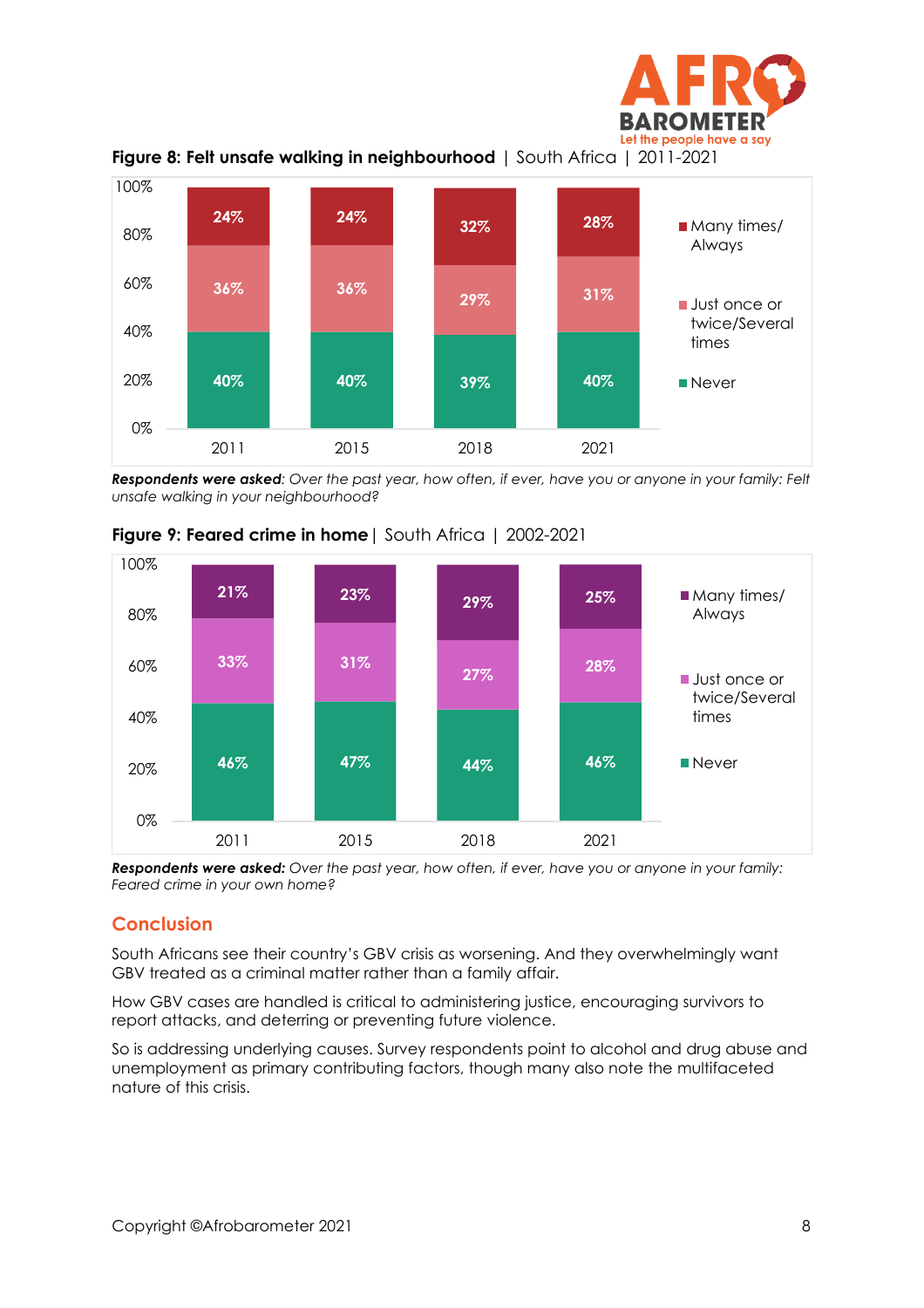**Figure 8: Felt unsafe walking in neighbourhood** | South Africa | 2011-2021

| | 2011 | 2015 | 2018 | 2021 |
|---|---|---|---|---|
| Many times/ Always | 24% | 24% | 32% | 28% |
| Just once or twice/Several times | 36% | 36% | 29% | 31% |
| Never | 40% | 40% | 39% | 40% |

***Respondents were asked****: Over the past year, how often, if ever, have you or anyone in your family: Felt unsafe walking in your neighbourhood?*

**Figure 9: Feared crime in home** | South Africa | 2002-2021

| | 2011 | 2015 | 2018 | 2021 |
|---|---|---|---|---|
| Many times/ Always | 21% | 23% | 29% | 25% |
| Just once or twice/Several times | 33% | 31% | 27% | 28% |
| Never | 46% | 47% | 44% | 46% |

***Respondents were asked:*** *Over the past year, how often, if ever, have you or anyone in your family: Feared crime in your own home?*

## Conclusion

South Africans see their country's GBV crisis as worsening. And they overwhelmingly want GBV treated as a criminal matter rather than a family affair.

How GBV cases are handled is critical to administering justice, encouraging survivors to report attacks, and deterring or preventing future violence.

So is addressing underlying causes. Survey respondents point to alcohol and drug abuse and unemployment as primary contributing factors, though many also note the multifaceted nature of this crisis.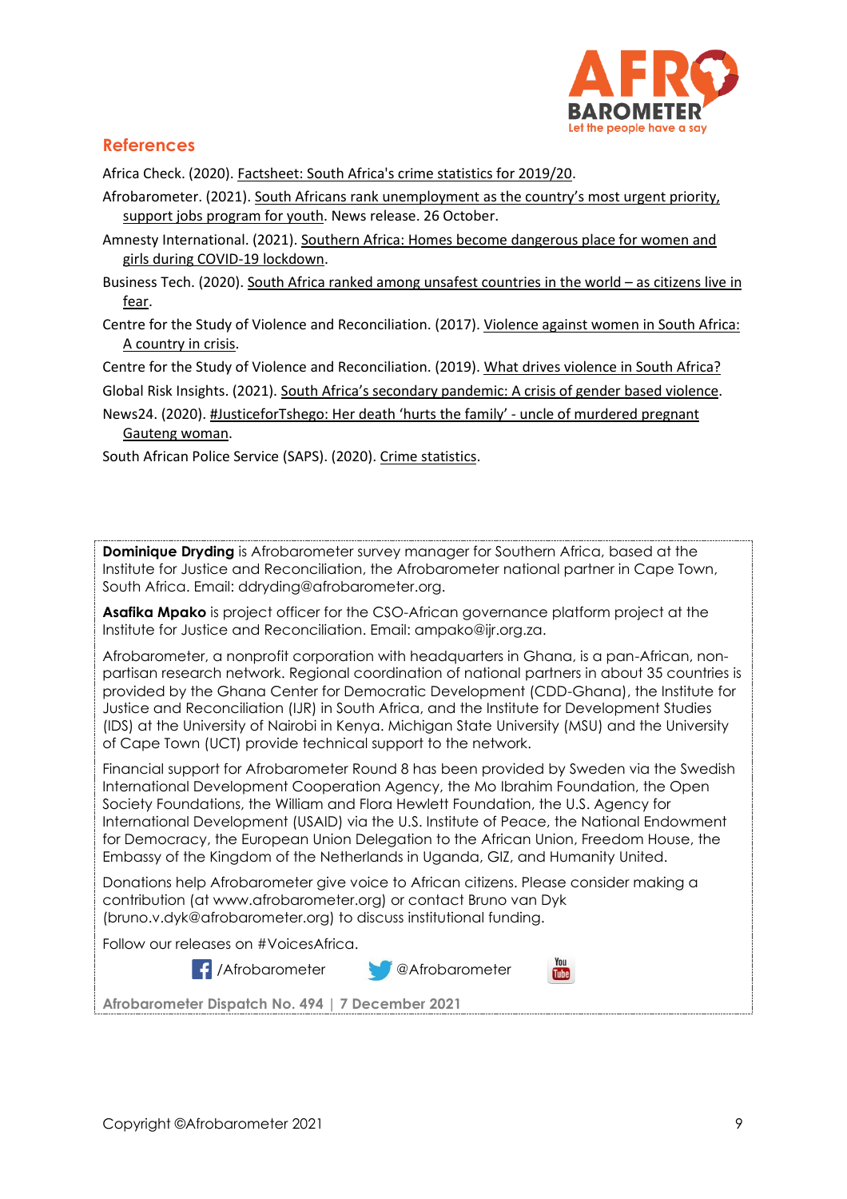## References

Africa Check. (2020). Factsheet: South Africa's crime statistics for 2019/20.

Afrobarometer. (2021). South Africans rank unemployment as the country's most urgent priority, support jobs program for youth. News release. 26 October.

Amnesty International. (2021). Southern Africa: Homes become dangerous place for women and girls during COVID-19 lockdown.

Business Tech. (2020). South Africa ranked among unsafest countries in the world – as citizens live in fear.

Centre for the Study of Violence and Reconciliation. (2017). Violence against women in South Africa: A country in crisis.

Centre for the Study of Violence and Reconciliation. (2019). What drives violence in South Africa?

Global Risk Insights. (2021). South Africa's secondary pandemic: A crisis of gender based violence.

News24. (2020). #JusticeforTshego: Her death 'hurts the family' - uncle of murdered pregnant Gauteng woman.

South African Police Service (SAPS). (2020). Crime statistics.

**Dominique Dryding** is Afrobarometer survey manager for Southern Africa, based at the Institute for Justice and Reconciliation, the Afrobarometer national partner in Cape Town, South Africa. Email: ddryding@afrobarometer.org.

**Asafika Mpako** is project officer for the CSO-African governance platform project at the Institute for Justice and Reconciliation. Email: ampako@ijr.org.za.

Afrobarometer, a nonprofit corporation with headquarters in Ghana, is a pan-African, non-partisan research network. Regional coordination of national partners in about 35 countries is provided by the Ghana Center for Democratic Development (CDD-Ghana), the Institute for Justice and Reconciliation (IJR) in South Africa, and the Institute for Development Studies (IDS) at the University of Nairobi in Kenya. Michigan State University (MSU) and the University of Cape Town (UCT) provide technical support to the network.

Financial support for Afrobarometer Round 8 has been provided by Sweden via the Swedish International Development Cooperation Agency, the Mo Ibrahim Foundation, the Open Society Foundations, the William and Flora Hewlett Foundation, the U.S. Agency for International Development (USAID) via the U.S. Institute of Peace, the National Endowment for Democracy, the European Union Delegation to the African Union, Freedom House, the Embassy of the Kingdom of the Netherlands in Uganda, GIZ, and Humanity United.

Donations help Afrobarometer give voice to African citizens. Please consider making a contribution (at www.afrobarometer.org) or contact Bruno van Dyk (bruno.v.dyk@afrobarometer.org) to discuss institutional funding.

Follow our releases on #VoicesAfrica.

/Afrobarometer @Afrobarometer

**Afrobarometer Dispatch No. 494 | 7 December 2021**

Copyright ©Afrobarometer 2021